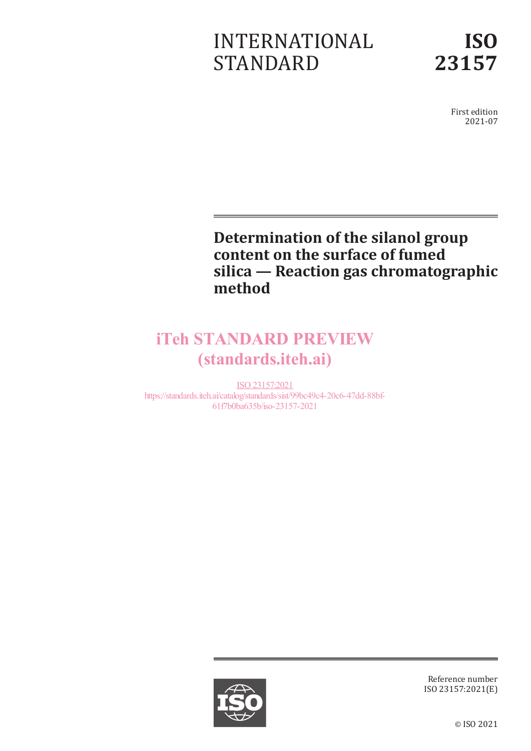INTERNATIONAL STANDARD

**ISO 23157**

First edition
2021-07

# Determination of the silanol group content on the surface of fumed silica — Reaction gas chromatographic method

iTeh STANDARD PREVIEW
(standards.iteh.ai)

ISO 23157:2021
https://standards.iteh.ai/catalog/standards/sist/99bc49c4-20c6-47dd-88bf-61f7b0ba635b/iso-23157-2021

Reference number
ISO 23157:2021(E)

© ISO 2021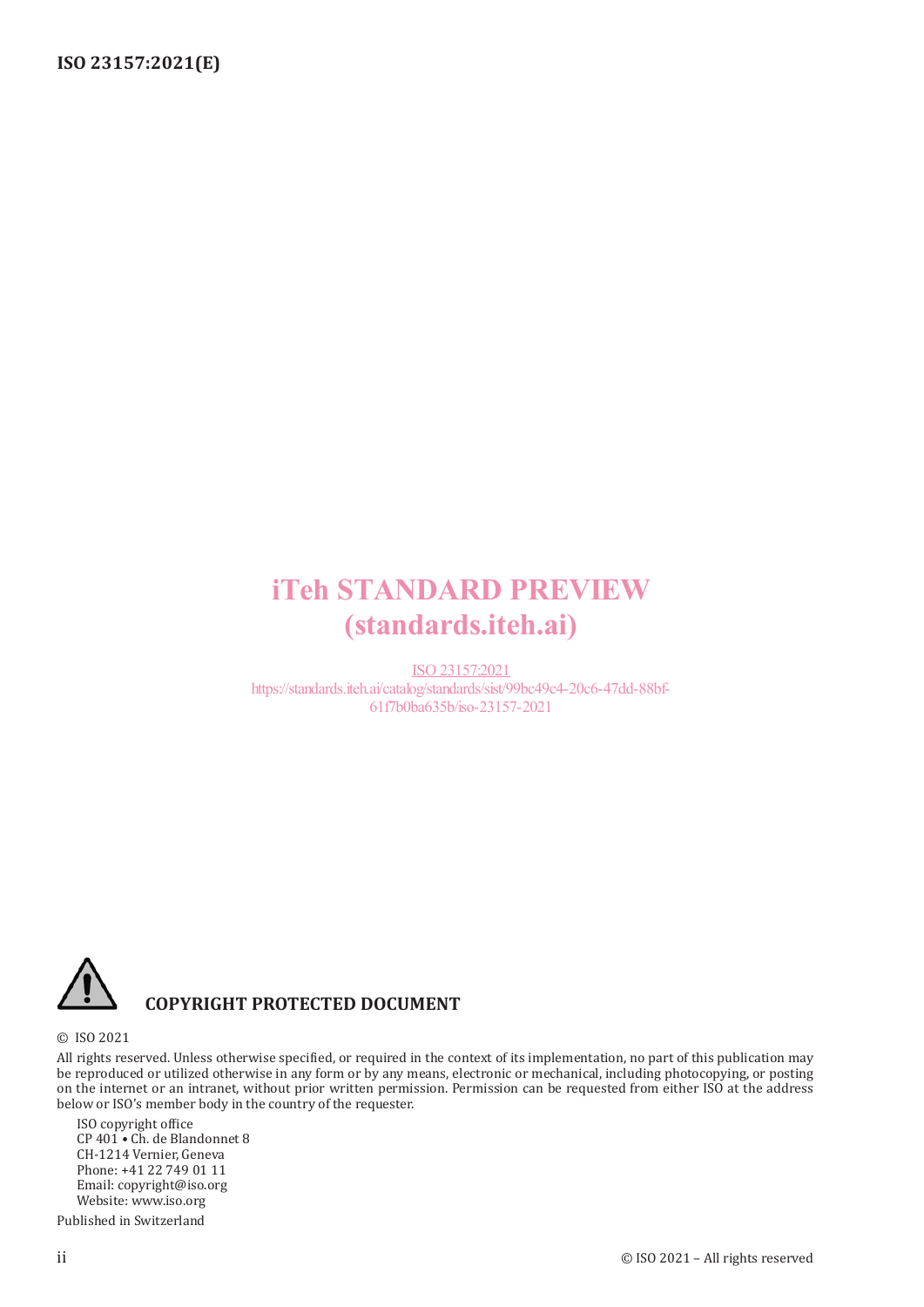iTeh STANDARD PREVIEW
(standards.iteh.ai)

ISO 23157:2021
https://standards.iteh.ai/catalog/standards/sist/99bc49c4-20c6-47dd-88bf-61f7b0ba635b/iso-23157-2021

**COPYRIGHT PROTECTED DOCUMENT**

© ISO 2021

All rights reserved. Unless otherwise specified, or required in the context of its implementation, no part of this publication may be reproduced or utilized otherwise in any form or by any means, electronic or mechanical, including photocopying, or posting on the internet or an intranet, without prior written permission. Permission can be requested from either ISO at the address below or ISO's member body in the country of the requester.

ISO copyright office
CP 401 • Ch. de Blandonnet 8
CH-1214 Vernier, Geneva
Phone: +41 22 749 01 11
Email: copyright@iso.org
Website: www.iso.org

Published in Switzerland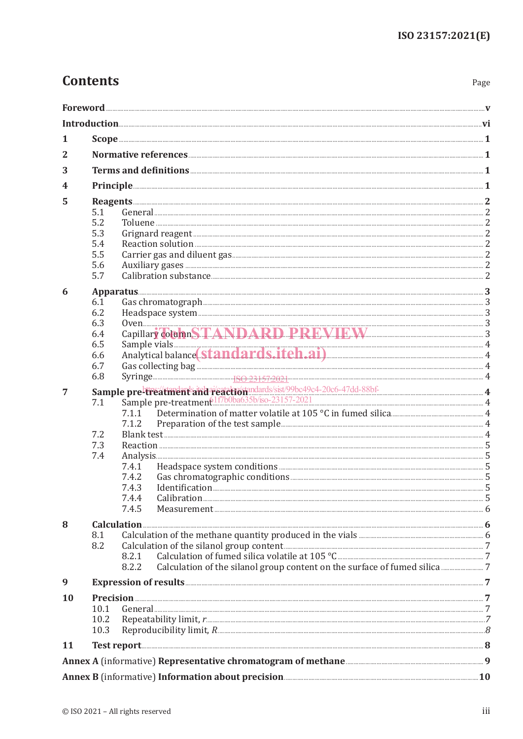# Contents

| | Page |
|---|---|
| **Foreword** | **v** |
| **Introduction** | **vi** |
| **1 Scope** | **1** |
| **2 Normative references** | **1** |
| **3 Terms and definitions** | **1** |
| **4 Principle** | **1** |
| **5 Reagents** | **2** |
| 5.1 General | 2 |
| 5.2 Toluene | 2 |
| 5.3 Grignard reagent | 2 |
| 5.4 Reaction solution | 2 |
| 5.5 Carrier gas and diluent gas | 2 |
| 5.6 Auxiliary gases | 2 |
| 5.7 Calibration substance | 2 |
| **6 Apparatus** | **3** |
| 6.1 Gas chromatograph | 3 |
| 6.2 Headspace system | 3 |
| 6.3 Oven | 3 |
| 6.4 Capillary column | 3 |
| 6.5 Sample vials | 4 |
| 6.6 Analytical balance | 4 |
| 6.7 Gas collecting bag | 4 |
| 6.8 Syringe | 4 |
| **7 Sample pre-treatment and reaction** | **4** |
| 7.1 Sample pre-treatment | 4 |
| 7.1.1 Determination of matter volatile at 105 °C in fumed silica | 4 |
| 7.1.2 Preparation of the test sample | 4 |
| 7.2 Blank test | 4 |
| 7.3 Reaction | 5 |
| 7.4 Analysis | 5 |
| 7.4.1 Headspace system conditions | 5 |
| 7.4.2 Gas chromatographic conditions | 5 |
| 7.4.3 Identification | 5 |
| 7.4.4 Calibration | 5 |
| 7.4.5 Measurement | 6 |
| **8 Calculation** | **6** |
| 8.1 Calculation of the methane quantity produced in the vials | 6 |
| 8.2 Calculation of the silanol group content | 7 |
| 8.2.1 Calculation of fumed silica volatile at 105 °C | 7 |
| 8.2.2 Calculation of the silanol group content on the surface of fumed silica | 7 |
| **9 Expression of results** | **7** |
| **10 Precision** | **7** |
| 10.1 General | 7 |
| 10.2 Repeatability limit, *r* | 7 |
| 10.3 Reproducibility limit, *R* | 8 |
| **11 Test report** | **8** |
| **Annex A** (informative) **Representative chromatogram of methane** | **9** |
| **Annex B** (informative) **Information about precision** | **10** |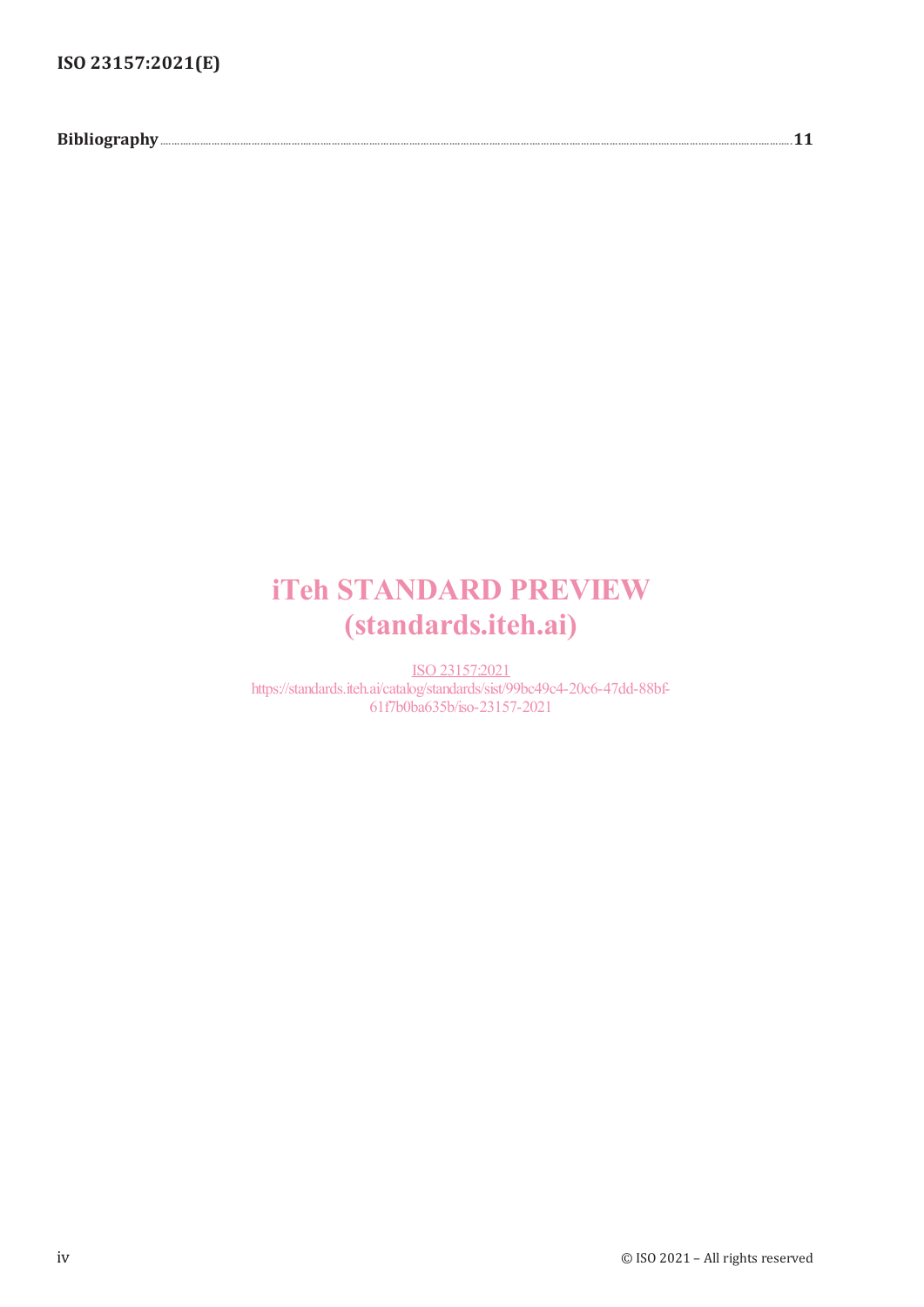**Bibliography** .......... **11**

iTeh STANDARD PREVIEW
(standards.iteh.ai)

ISO 23157:2021
https://standards.iteh.ai/catalog/standards/sist/99bc49c4-20c6-47dd-88bf-61f7b0ba635b/iso-23157-2021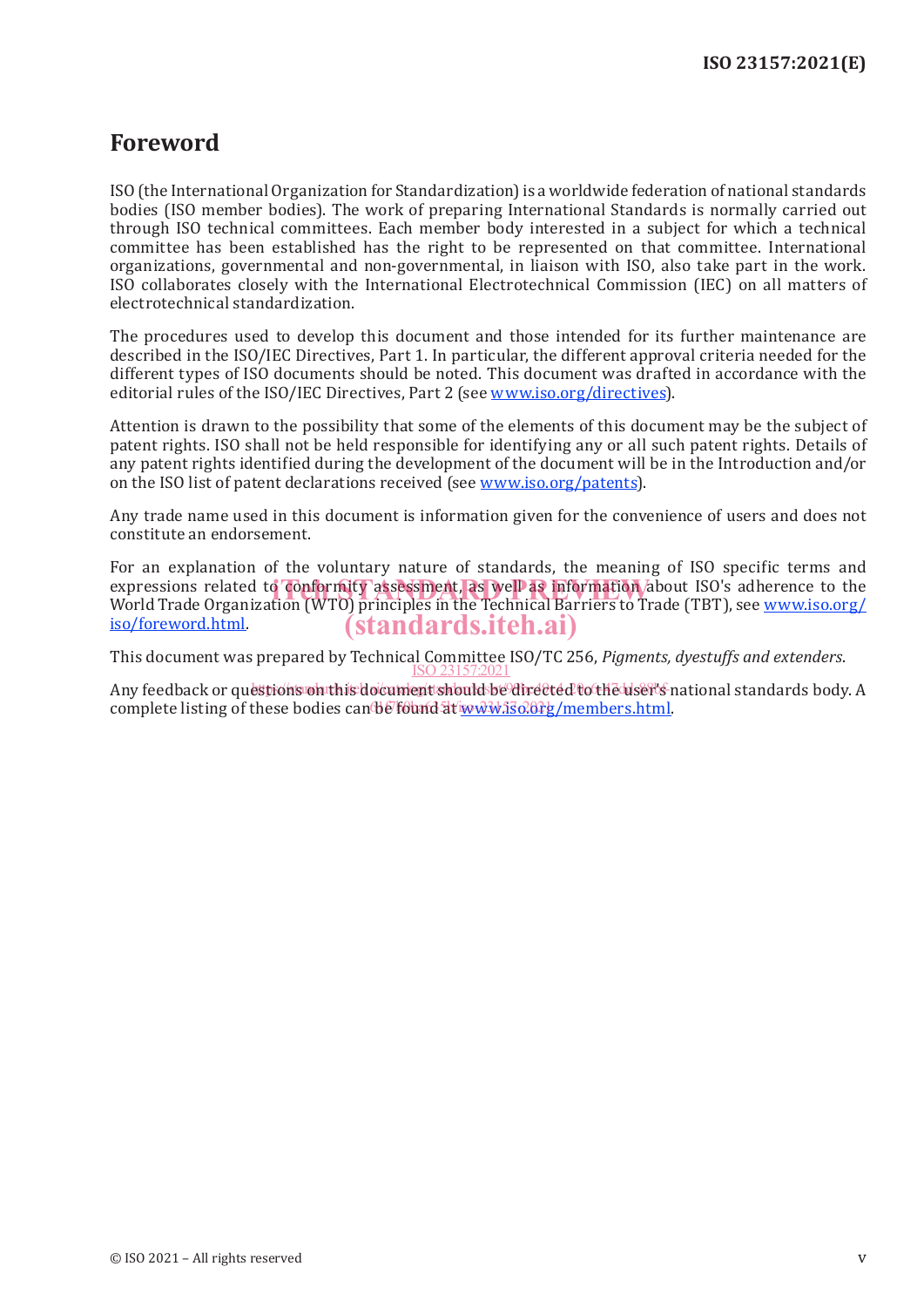# Foreword

ISO (the International Organization for Standardization) is a worldwide federation of national standards bodies (ISO member bodies). The work of preparing International Standards is normally carried out through ISO technical committees. Each member body interested in a subject for which a technical committee has been established has the right to be represented on that committee. International organizations, governmental and non-governmental, in liaison with ISO, also take part in the work. ISO collaborates closely with the International Electrotechnical Commission (IEC) on all matters of electrotechnical standardization.

The procedures used to develop this document and those intended for its further maintenance are described in the ISO/IEC Directives, Part 1. In particular, the different approval criteria needed for the different types of ISO documents should be noted. This document was drafted in accordance with the editorial rules of the ISO/IEC Directives, Part 2 (see www.iso.org/directives).

Attention is drawn to the possibility that some of the elements of this document may be the subject of patent rights. ISO shall not be held responsible for identifying any or all such patent rights. Details of any patent rights identified during the development of the document will be in the Introduction and/or on the ISO list of patent declarations received (see www.iso.org/patents).

Any trade name used in this document is information given for the convenience of users and does not constitute an endorsement.

For an explanation of the voluntary nature of standards, the meaning of ISO specific terms and expressions related to conformity assessment, as well as information about ISO's adherence to the World Trade Organization (WTO) principles in the Technical Barriers to Trade (TBT), see www.iso.org/iso/foreword.html.

This document was prepared by Technical Committee ISO/TC 256, *Pigments, dyestuffs and extenders*.

Any feedback or questions on this document should be directed to the user's national standards body. A complete listing of these bodies can be found at www.iso.org/members.html.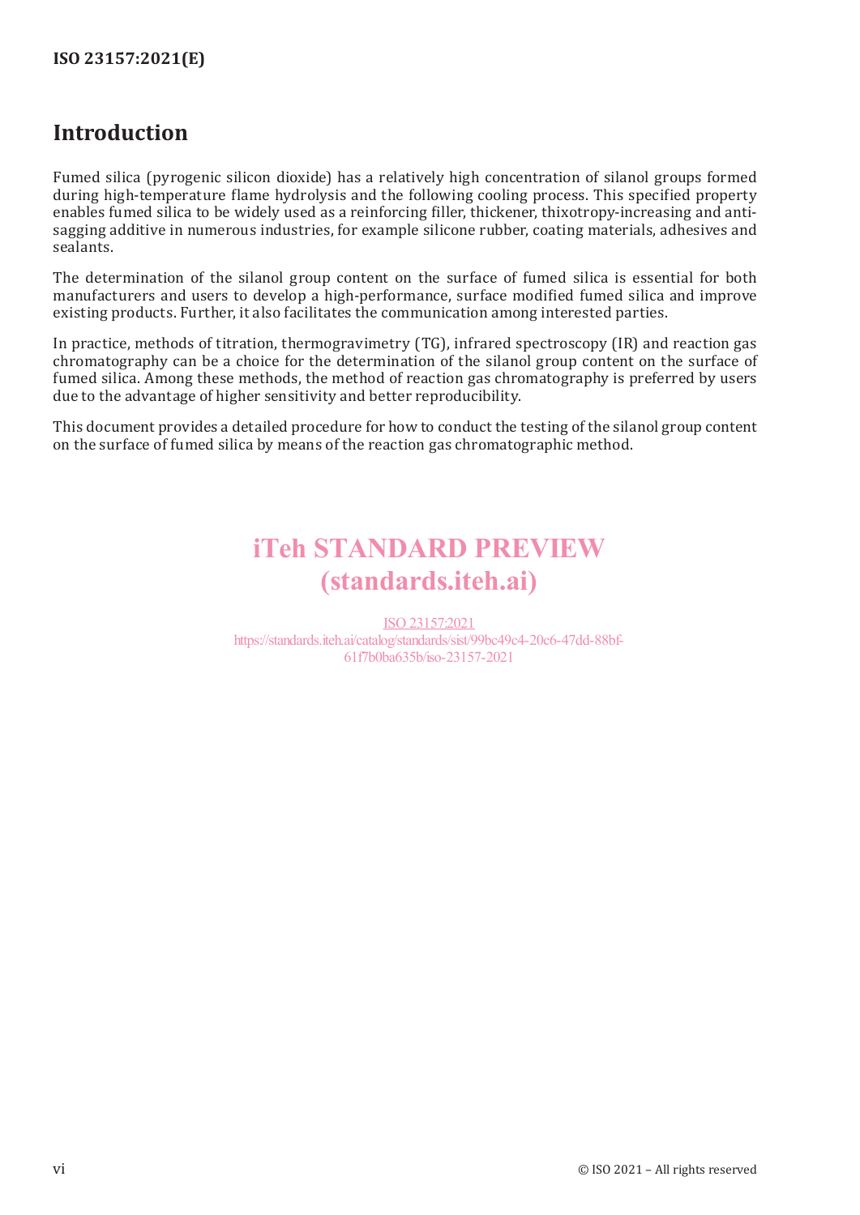# Introduction

Fumed silica (pyrogenic silicon dioxide) has a relatively high concentration of silanol groups formed during high-temperature flame hydrolysis and the following cooling process. This specified property enables fumed silica to be widely used as a reinforcing filler, thickener, thixotropy-increasing and anti-sagging additive in numerous industries, for example silicone rubber, coating materials, adhesives and sealants.

The determination of the silanol group content on the surface of fumed silica is essential for both manufacturers and users to develop a high-performance, surface modified fumed silica and improve existing products. Further, it also facilitates the communication among interested parties.

In practice, methods of titration, thermogravimetry (TG), infrared spectroscopy (IR) and reaction gas chromatography can be a choice for the determination of the silanol group content on the surface of fumed silica. Among these methods, the method of reaction gas chromatography is preferred by users due to the advantage of higher sensitivity and better reproducibility.

This document provides a detailed procedure for how to conduct the testing of the silanol group content on the surface of fumed silica by means of the reaction gas chromatographic method.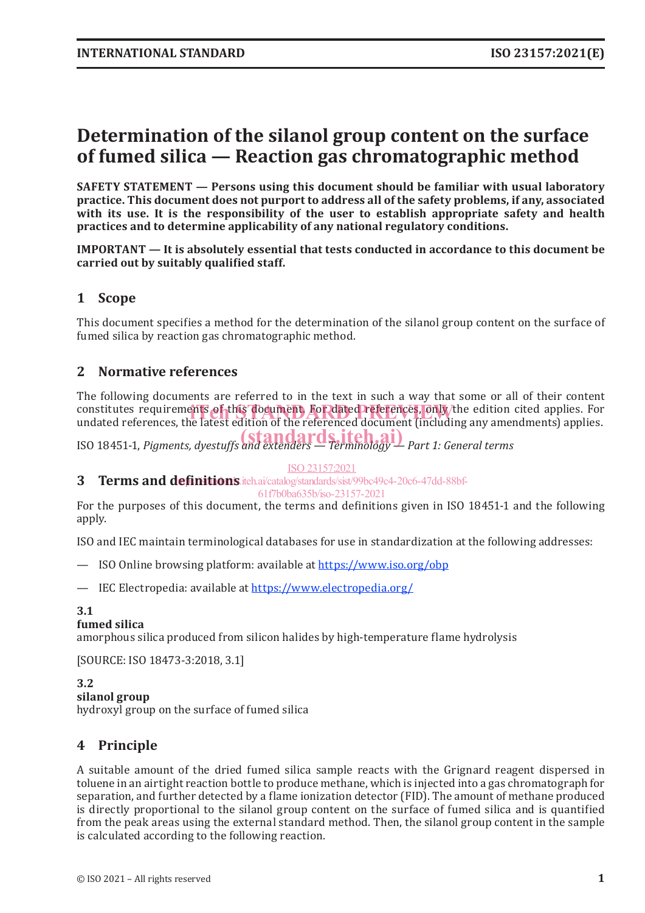# Determination of the silanol group content on the surface of fumed silica — Reaction gas chromatographic method

**SAFETY STATEMENT — Persons using this document should be familiar with usual laboratory practice. This document does not purport to address all of the safety problems, if any, associated with its use. It is the responsibility of the user to establish appropriate safety and health practices and to determine applicability of any national regulatory conditions.**

**IMPORTANT — It is absolutely essential that tests conducted in accordance to this document be carried out by suitably qualified staff.**

## 1 Scope

This document specifies a method for the determination of the silanol group content on the surface of fumed silica by reaction gas chromatographic method.

## 2 Normative references

The following documents are referred to in the text in such a way that some or all of their content constitutes requirements of this document. For dated references, only the edition cited applies. For undated references, the latest edition of the referenced document (including any amendments) applies.

ISO 18451-1, *Pigments, dyestuffs and extenders — Terminology — Part 1: General terms*

## 3 Terms and definitions

For the purposes of this document, the terms and definitions given in ISO 18451-1 and the following apply.

ISO and IEC maintain terminological databases for use in standardization at the following addresses:

— ISO Online browsing platform: available at https://www.iso.org/obp

— IEC Electropedia: available at https://www.electropedia.org/

**3.1**
**fumed silica**
amorphous silica produced from silicon halides by high-temperature flame hydrolysis

[SOURCE: ISO 18473-3:2018, 3.1]

**3.2**
**silanol group**
hydroxyl group on the surface of fumed silica

## 4 Principle

A suitable amount of the dried fumed silica sample reacts with the Grignard reagent dispersed in toluene in an airtight reaction bottle to produce methane, which is injected into a gas chromatograph for separation, and further detected by a flame ionization detector (FID). The amount of methane produced is directly proportional to the silanol group content on the surface of fumed silica and is quantified from the peak areas using the external standard method. Then, the silanol group content in the sample is calculated according to the following reaction.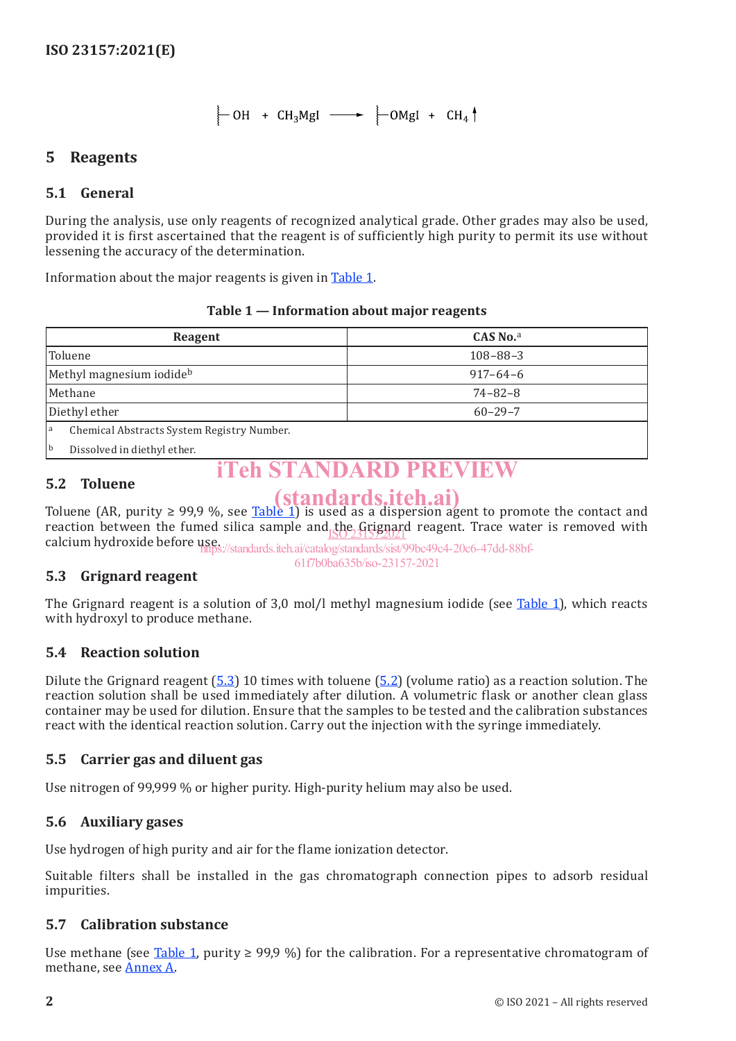$$\vdash OH + CH_3MgI \longrightarrow \vdash OMgI + CH_4\uparrow$$

## 5 Reagents

### 5.1 General

During the analysis, use only reagents of recognized analytical grade. Other grades may also be used, provided it is first ascertained that the reagent is of sufficiently high purity to permit its use without lessening the accuracy of the determination.

Information about the major reagents is given in Table 1.

**Table 1 — Information about major reagents**

| Reagent | CAS No.[a] |
|---|---|
| Toluene | 108–88–3 |
| Methyl magnesium iodide[b] | 917–64–6 |
| Methane | 74–82–8 |
| Diethyl ether | 60–29–7 |
| [a] Chemical Abstracts System Registry Number. | |
| [b] Dissolved in diethyl ether. | |

### 5.2 Toluene

Toluene (AR, purity ≥ 99,9 %, see Table 1) is used as a dispersion agent to promote the contact and reaction between the fumed silica sample and the Grignard reagent. Trace water is removed with calcium hydroxide before use.

### 5.3 Grignard reagent

The Grignard reagent is a solution of 3,0 mol/l methyl magnesium iodide (see Table 1), which reacts with hydroxyl to produce methane.

### 5.4 Reaction solution

Dilute the Grignard reagent (5.3) 10 times with toluene (5.2) (volume ratio) as a reaction solution. The reaction solution shall be used immediately after dilution. A volumetric flask or another clean glass container may be used for dilution. Ensure that the samples to be tested and the calibration substances react with the identical reaction solution. Carry out the injection with the syringe immediately.

### 5.5 Carrier gas and diluent gas

Use nitrogen of 99,999 % or higher purity. High-purity helium may also be used.

### 5.6 Auxiliary gases

Use hydrogen of high purity and air for the flame ionization detector.

Suitable filters shall be installed in the gas chromatograph connection pipes to adsorb residual impurities.

### 5.7 Calibration substance

Use methane (see Table 1, purity ≥ 99,9 %) for the calibration. For a representative chromatogram of methane, see Annex A.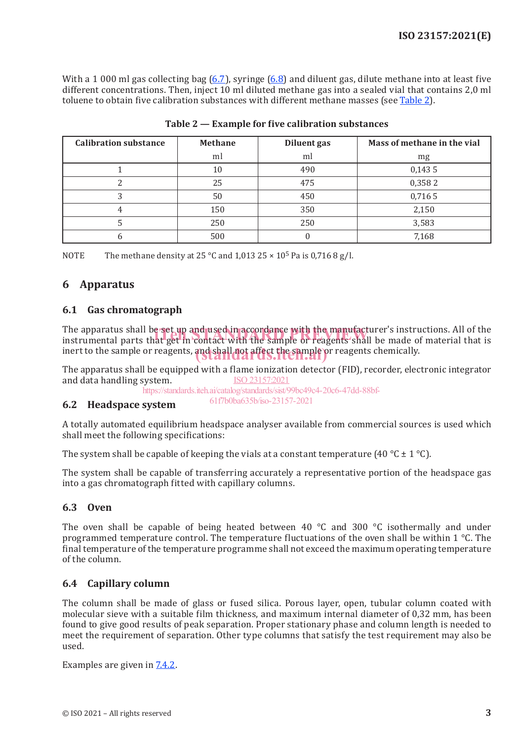With a 1 000 ml gas collecting bag (6.7), syringe (6.8) and diluent gas, dilute methane into at least five different concentrations. Then, inject 10 ml diluted methane gas into a sealed vial that contains 2,0 ml toluene to obtain five calibration substances with different methane masses (see Table 2).

**Table 2 — Example for five calibration substances**

| Calibration substance | Methane | Diluent gas | Mass of methane in the vial |
|---|---|---|---|
| | ml | ml | mg |
| 1 | 10 | 490 | 0,143 5 |
| 2 | 25 | 475 | 0,358 2 |
| 3 | 50 | 450 | 0,716 5 |
| 4 | 150 | 350 | 2,150 |
| 5 | 250 | 250 | 3,583 |
| 6 | 500 | 0 | 7,168 |

NOTE The methane density at 25 °C and 1,013 25 × $10^5$ Pa is 0,716 8 g/l.

## 6 Apparatus

### 6.1 Gas chromatograph

The apparatus shall be set up and used in accordance with the manufacturer's instructions. All of the instrumental parts that get in contact with the sample or reagents shall be made of material that is inert to the sample or reagents, and shall not affect the sample or reagents chemically.

The apparatus shall be equipped with a flame ionization detector (FID), recorder, electronic integrator and data handling system.

### 6.2 Headspace system

A totally automated equilibrium headspace analyser available from commercial sources is used which shall meet the following specifications:

The system shall be capable of keeping the vials at a constant temperature (40 °C ± 1 °C).

The system shall be capable of transferring accurately a representative portion of the headspace gas into a gas chromatograph fitted with capillary columns.

### 6.3 Oven

The oven shall be capable of being heated between 40 °C and 300 °C isothermally and under programmed temperature control. The temperature fluctuations of the oven shall be within 1 °C. The final temperature of the temperature programme shall not exceed the maximum operating temperature of the column.

### 6.4 Capillary column

The column shall be made of glass or fused silica. Porous layer, open, tubular column coated with molecular sieve with a suitable film thickness, and maximum internal diameter of 0,32 mm, has been found to give good results of peak separation. Proper stationary phase and column length is needed to meet the requirement of separation. Other type columns that satisfy the test requirement may also be used.

Examples are given in 7.4.2.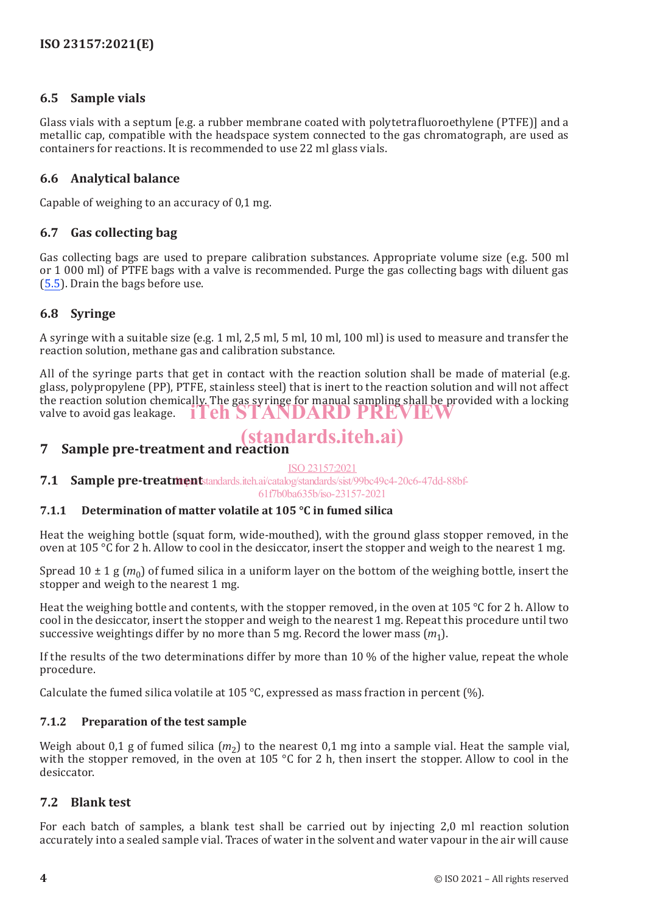## 6.5 Sample vials

Glass vials with a septum [e.g. a rubber membrane coated with polytetrafluoroethylene (PTFE)] and a metallic cap, compatible with the headspace system connected to the gas chromatograph, are used as containers for reactions. It is recommended to use 22 ml glass vials.

## 6.6 Analytical balance

Capable of weighing to an accuracy of 0,1 mg.

## 6.7 Gas collecting bag

Gas collecting bags are used to prepare calibration substances. Appropriate volume size (e.g. 500 ml or 1 000 ml) of PTFE bags with a valve is recommended. Purge the gas collecting bags with diluent gas (5.5). Drain the bags before use.

## 6.8 Syringe

A syringe with a suitable size (e.g. 1 ml, 2,5 ml, 5 ml, 10 ml, 100 ml) is used to measure and transfer the reaction solution, methane gas and calibration substance.

All of the syringe parts that get in contact with the reaction solution shall be made of material (e.g. glass, polypropylene (PP), PTFE, stainless steel) that is inert to the reaction solution and will not affect the reaction solution chemically. The gas syringe for manual sampling shall be provided with a locking valve to avoid gas leakage.

# 7 Sample pre-treatment and reaction

## 7.1 Sample pre-treatment

### 7.1.1 Determination of matter volatile at 105 °C in fumed silica

Heat the weighing bottle (squat form, wide-mouthed), with the ground glass stopper removed, in the oven at 105 °C for 2 h. Allow to cool in the desiccator, insert the stopper and weigh to the nearest 1 mg.

Spread 10 ± 1 g ($m_0$) of fumed silica in a uniform layer on the bottom of the weighing bottle, insert the stopper and weigh to the nearest 1 mg.

Heat the weighing bottle and contents, with the stopper removed, in the oven at 105 °C for 2 h. Allow to cool in the desiccator, insert the stopper and weigh to the nearest 1 mg. Repeat this procedure until two successive weightings differ by no more than 5 mg. Record the lower mass ($m_1$).

If the results of the two determinations differ by more than 10 % of the higher value, repeat the whole procedure.

Calculate the fumed silica volatile at 105 °C, expressed as mass fraction in percent (%).

### 7.1.2 Preparation of the test sample

Weigh about 0,1 g of fumed silica ($m_2$) to the nearest 0,1 mg into a sample vial. Heat the sample vial, with the stopper removed, in the oven at 105 °C for 2 h, then insert the stopper. Allow to cool in the desiccator.

## 7.2 Blank test

For each batch of samples, a blank test shall be carried out by injecting 2,0 ml reaction solution accurately into a sealed sample vial. Traces of water in the solvent and water vapour in the air will cause